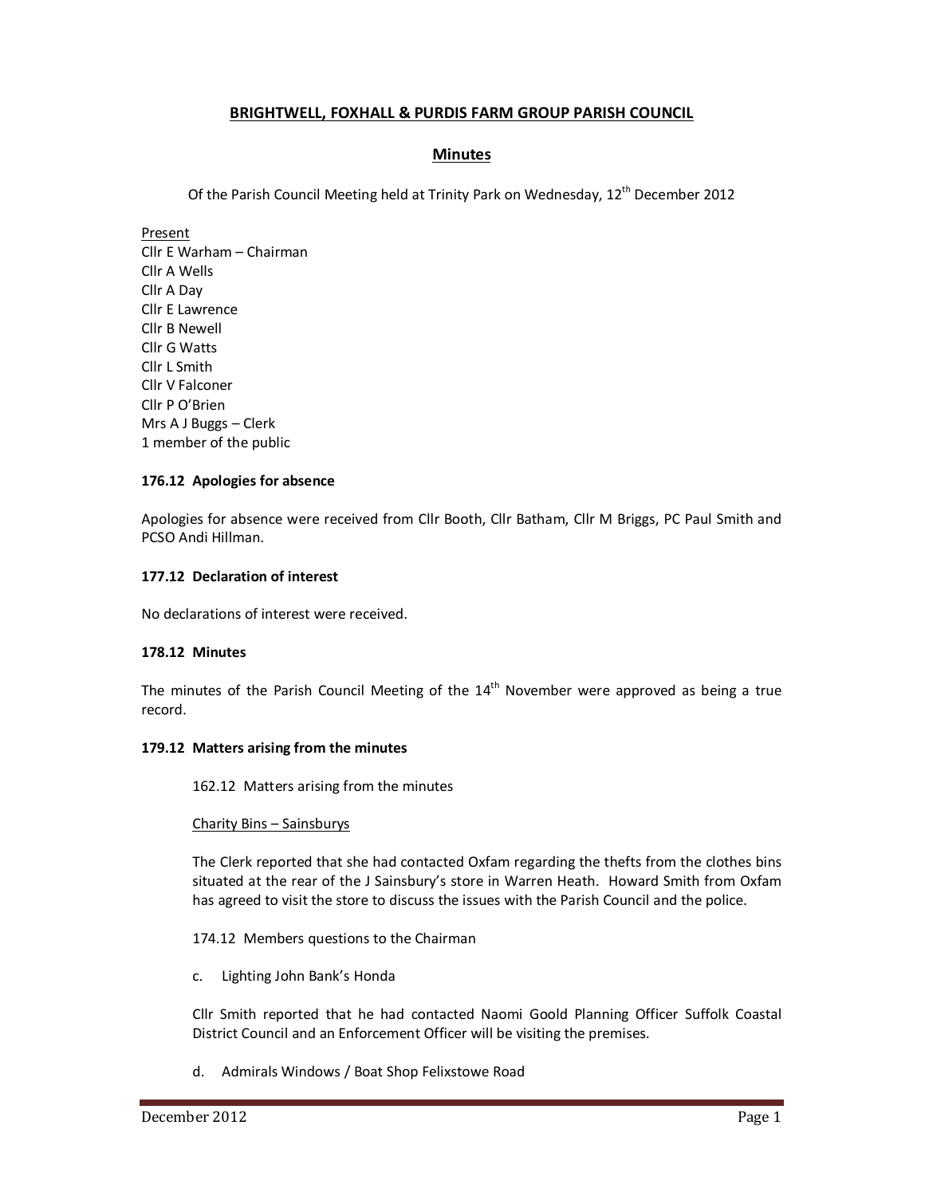# BRIGHTWELL, FOXHALL & PURDIS FARM GROUP PARISH COUNCIL

## Minutes

Of the Parish Council Meeting held at Trinity Park on Wednesday, 12th December 2012

Present
Cllr E Warham – Chairman
Cllr A Wells
Cllr A Day
Cllr E Lawrence
Cllr B Newell
Cllr G Watts
Cllr L Smith
Cllr V Falconer
Cllr P O'Brien
Mrs A J Buggs – Clerk
1 member of the public

### 176.12 Apologies for absence

Apologies for absence were received from Cllr Booth, Cllr Batham, Cllr M Briggs, PC Paul Smith and PCSO Andi Hillman.

### 177.12 Declaration of interest

No declarations of interest were received.

### 178.12 Minutes

The minutes of the Parish Council Meeting of the 14th November were approved as being a true record.

### 179.12 Matters arising from the minutes

162.12 Matters arising from the minutes

Charity Bins – Sainsburys

The Clerk reported that she had contacted Oxfam regarding the thefts from the clothes bins situated at the rear of the J Sainsbury's store in Warren Heath. Howard Smith from Oxfam has agreed to visit the store to discuss the issues with the Parish Council and the police.

174.12 Members questions to the Chairman

c. Lighting John Bank's Honda

Cllr Smith reported that he had contacted Naomi Goold Planning Officer Suffolk Coastal District Council and an Enforcement Officer will be visiting the premises.

d. Admirals Windows / Boat Shop Felixstowe Road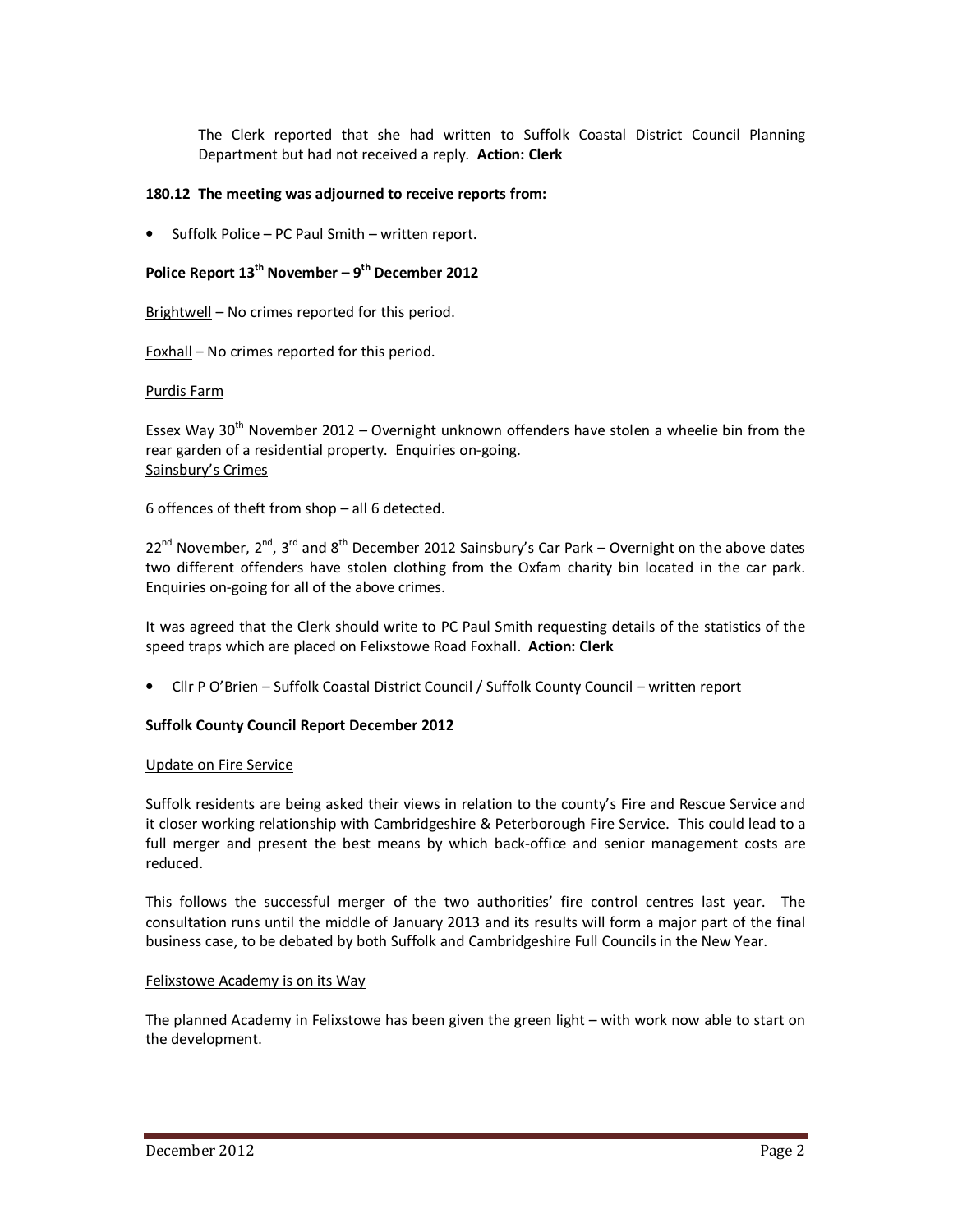The Clerk reported that she had written to Suffolk Coastal District Council Planning Department but had not received a reply. **Action: Clerk**

**180.12 The meeting was adjourned to receive reports from:**

- Suffolk Police – PC Paul Smith – written report.

**Police Report 13th November – 9th December 2012**

Brightwell – No crimes reported for this period.

Foxhall – No crimes reported for this period.

Purdis Farm

Essex Way 30th November 2012 – Overnight unknown offenders have stolen a wheelie bin from the rear garden of a residential property. Enquiries on-going.
Sainsbury's Crimes

6 offences of theft from shop – all 6 detected.

22nd November, 2nd, 3rd and 8th December 2012 Sainsbury's Car Park – Overnight on the above dates two different offenders have stolen clothing from the Oxfam charity bin located in the car park. Enquiries on-going for all of the above crimes.

It was agreed that the Clerk should write to PC Paul Smith requesting details of the statistics of the speed traps which are placed on Felixstowe Road Foxhall. **Action: Clerk**

- Cllr P O'Brien – Suffolk Coastal District Council / Suffolk County Council – written report

**Suffolk County Council Report December 2012**

Update on Fire Service

Suffolk residents are being asked their views in relation to the county's Fire and Rescue Service and it closer working relationship with Cambridgeshire & Peterborough Fire Service. This could lead to a full merger and present the best means by which back-office and senior management costs are reduced.

This follows the successful merger of the two authorities' fire control centres last year. The consultation runs until the middle of January 2013 and its results will form a major part of the final business case, to be debated by both Suffolk and Cambridgeshire Full Councils in the New Year.

Felixstowe Academy is on its Way

The planned Academy in Felixstowe has been given the green light – with work now able to start on the development.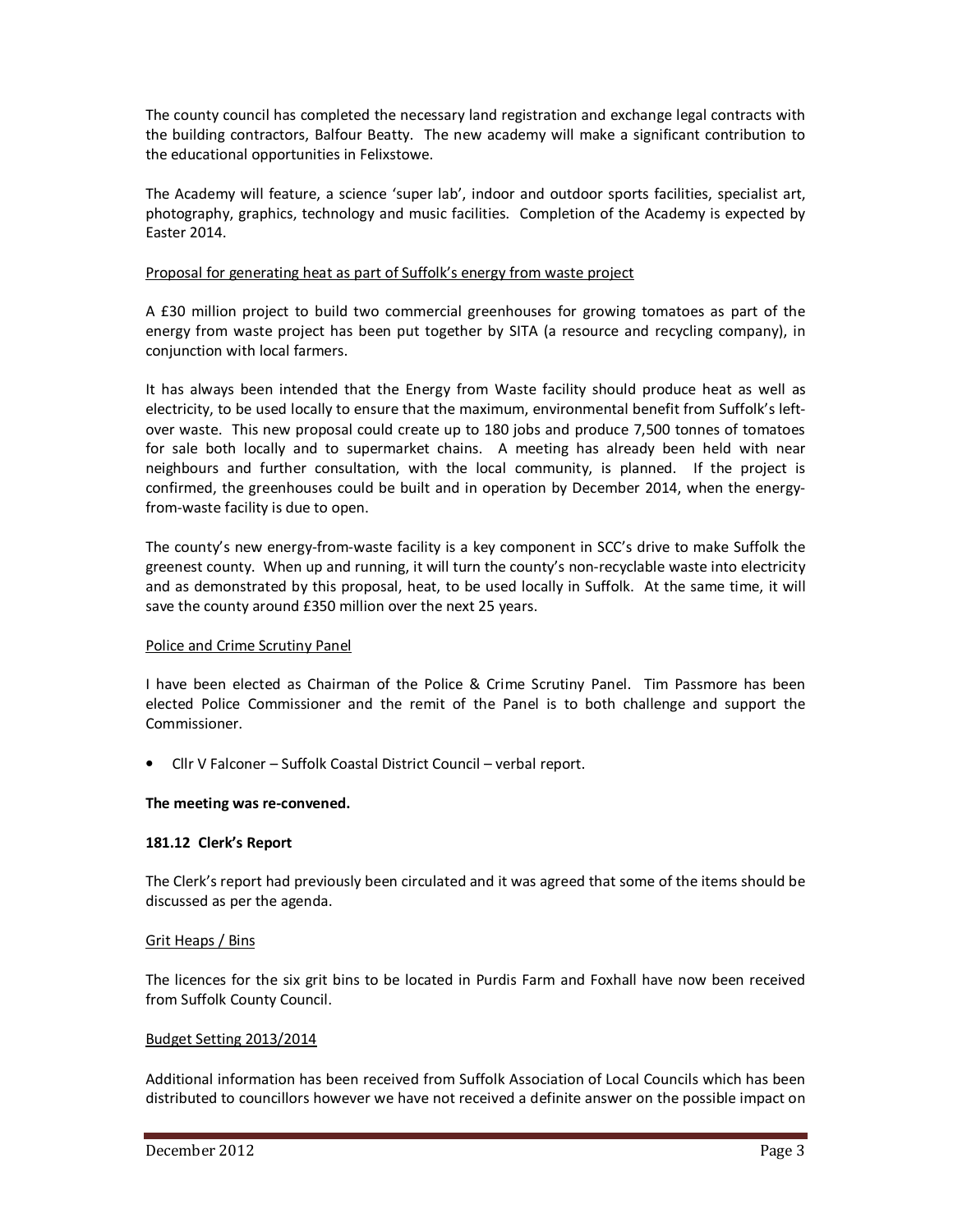The county council has completed the necessary land registration and exchange legal contracts with the building contractors, Balfour Beatty. The new academy will make a significant contribution to the educational opportunities in Felixstowe.

The Academy will feature, a science 'super lab', indoor and outdoor sports facilities, specialist art, photography, graphics, technology and music facilities. Completion of the Academy is expected by Easter 2014.

<u>Proposal for generating heat as part of Suffolk's energy from waste project</u>

A £30 million project to build two commercial greenhouses for growing tomatoes as part of the energy from waste project has been put together by SITA (a resource and recycling company), in conjunction with local farmers.

It has always been intended that the Energy from Waste facility should produce heat as well as electricity, to be used locally to ensure that the maximum, environmental benefit from Suffolk's left-over waste. This new proposal could create up to 180 jobs and produce 7,500 tonnes of tomatoes for sale both locally and to supermarket chains. A meeting has already been held with near neighbours and further consultation, with the local community, is planned. If the project is confirmed, the greenhouses could be built and in operation by December 2014, when the energy-from-waste facility is due to open.

The county's new energy-from-waste facility is a key component in SCC's drive to make Suffolk the greenest county. When up and running, it will turn the county's non-recyclable waste into electricity and as demonstrated by this proposal, heat, to be used locally in Suffolk. At the same time, it will save the county around £350 million over the next 25 years.

<u>Police and Crime Scrutiny Panel</u>

I have been elected as Chairman of the Police & Crime Scrutiny Panel. Tim Passmore has been elected Police Commissioner and the remit of the Panel is to both challenge and support the Commissioner.

- Cllr V Falconer – Suffolk Coastal District Council – verbal report.

**The meeting was re-convened.**

**181.12 Clerk's Report**

The Clerk's report had previously been circulated and it was agreed that some of the items should be discussed as per the agenda.

<u>Grit Heaps / Bins</u>

The licences for the six grit bins to be located in Purdis Farm and Foxhall have now been received from Suffolk County Council.

<u>Budget Setting 2013/2014</u>

Additional information has been received from Suffolk Association of Local Councils which has been distributed to councillors however we have not received a definite answer on the possible impact on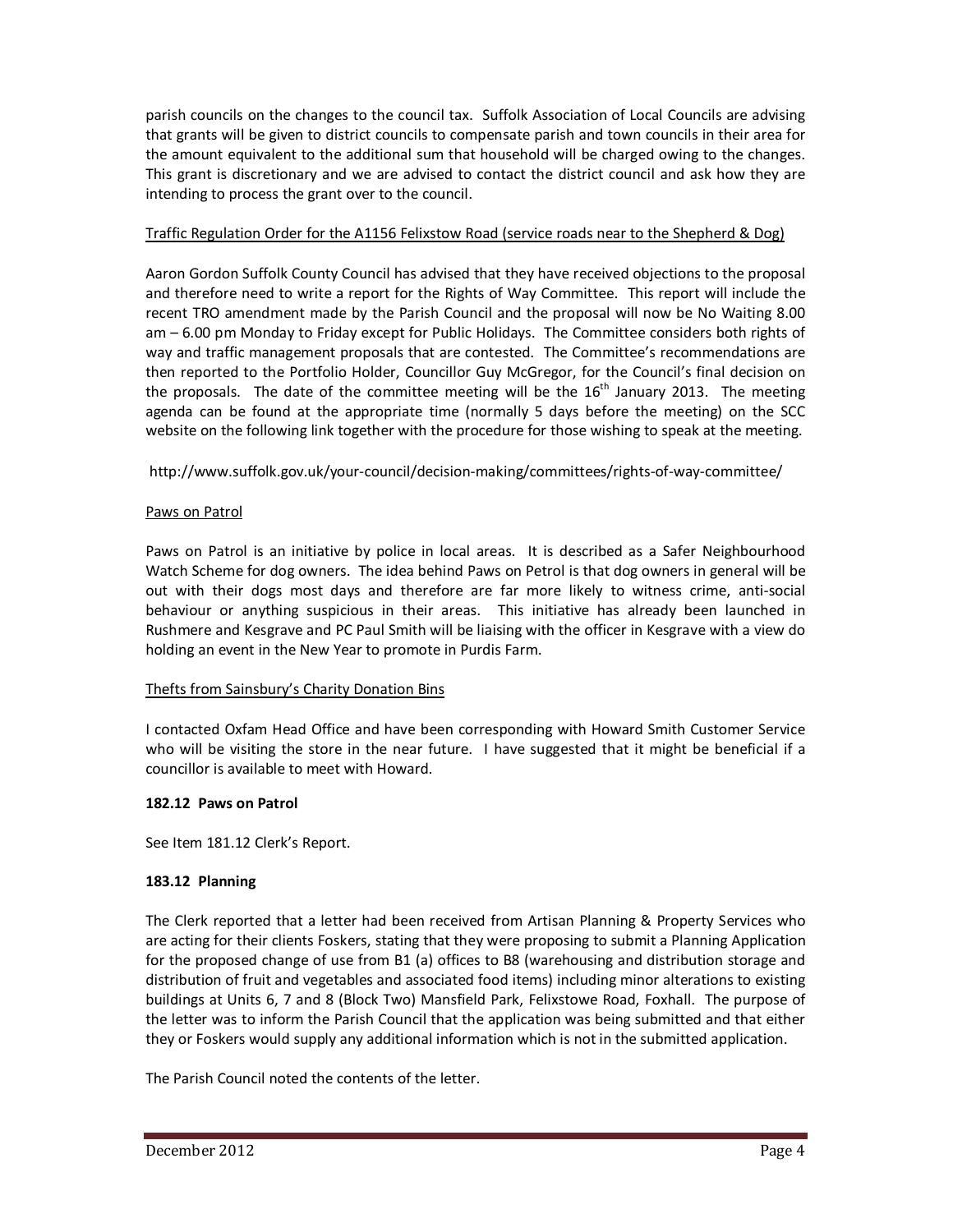parish councils on the changes to the council tax. Suffolk Association of Local Councils are advising that grants will be given to district councils to compensate parish and town councils in their area for the amount equivalent to the additional sum that household will be charged owing to the changes. This grant is discretionary and we are advised to contact the district council and ask how they are intending to process the grant over to the council.

Traffic Regulation Order for the A1156 Felixstow Road (service roads near to the Shepherd & Dog)

Aaron Gordon Suffolk County Council has advised that they have received objections to the proposal and therefore need to write a report for the Rights of Way Committee. This report will include the recent TRO amendment made by the Parish Council and the proposal will now be No Waiting 8.00 am – 6.00 pm Monday to Friday except for Public Holidays. The Committee considers both rights of way and traffic management proposals that are contested. The Committee's recommendations are then reported to the Portfolio Holder, Councillor Guy McGregor, for the Council's final decision on the proposals. The date of the committee meeting will be the 16th January 2013. The meeting agenda can be found at the appropriate time (normally 5 days before the meeting) on the SCC website on the following link together with the procedure for those wishing to speak at the meeting.

http://www.suffolk.gov.uk/your-council/decision-making/committees/rights-of-way-committee/

Paws on Patrol

Paws on Patrol is an initiative by police in local areas. It is described as a Safer Neighbourhood Watch Scheme for dog owners. The idea behind Paws on Petrol is that dog owners in general will be out with their dogs most days and therefore are far more likely to witness crime, anti-social behaviour or anything suspicious in their areas. This initiative has already been launched in Rushmere and Kesgrave and PC Paul Smith will be liaising with the officer in Kesgrave with a view do holding an event in the New Year to promote in Purdis Farm.

Thefts from Sainsbury's Charity Donation Bins

I contacted Oxfam Head Office and have been corresponding with Howard Smith Customer Service who will be visiting the store in the near future. I have suggested that it might be beneficial if a councillor is available to meet with Howard.

**182.12 Paws on Patrol**

See Item 181.12 Clerk's Report.

**183.12 Planning**

The Clerk reported that a letter had been received from Artisan Planning & Property Services who are acting for their clients Foskers, stating that they were proposing to submit a Planning Application for the proposed change of use from B1 (a) offices to B8 (warehousing and distribution storage and distribution of fruit and vegetables and associated food items) including minor alterations to existing buildings at Units 6, 7 and 8 (Block Two) Mansfield Park, Felixstowe Road, Foxhall. The purpose of the letter was to inform the Parish Council that the application was being submitted and that either they or Foskers would supply any additional information which is not in the submitted application.

The Parish Council noted the contents of the letter.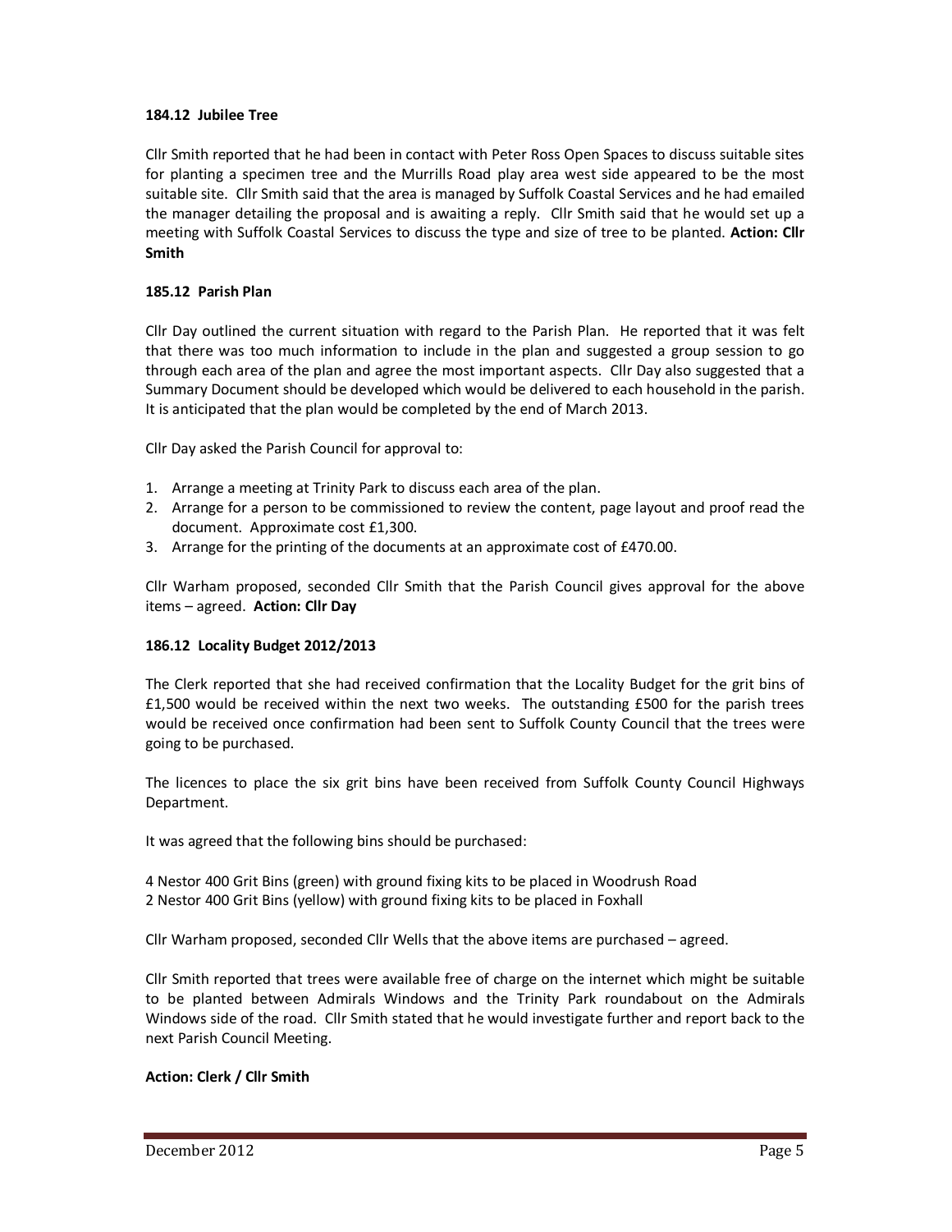### 184.12 Jubilee Tree

Cllr Smith reported that he had been in contact with Peter Ross Open Spaces to discuss suitable sites for planting a specimen tree and the Murrills Road play area west side appeared to be the most suitable site. Cllr Smith said that the area is managed by Suffolk Coastal Services and he had emailed the manager detailing the proposal and is awaiting a reply. Cllr Smith said that he would set up a meeting with Suffolk Coastal Services to discuss the type and size of tree to be planted. **Action: Cllr Smith**

### 185.12 Parish Plan

Cllr Day outlined the current situation with regard to the Parish Plan. He reported that it was felt that there was too much information to include in the plan and suggested a group session to go through each area of the plan and agree the most important aspects. Cllr Day also suggested that a Summary Document should be developed which would be delivered to each household in the parish. It is anticipated that the plan would be completed by the end of March 2013.

Cllr Day asked the Parish Council for approval to:

1. Arrange a meeting at Trinity Park to discuss each area of the plan.
2. Arrange for a person to be commissioned to review the content, page layout and proof read the document. Approximate cost £1,300.
3. Arrange for the printing of the documents at an approximate cost of £470.00.

Cllr Warham proposed, seconded Cllr Smith that the Parish Council gives approval for the above items – agreed. **Action: Cllr Day**

### 186.12 Locality Budget 2012/2013

The Clerk reported that she had received confirmation that the Locality Budget for the grit bins of £1,500 would be received within the next two weeks. The outstanding £500 for the parish trees would be received once confirmation had been sent to Suffolk County Council that the trees were going to be purchased.

The licences to place the six grit bins have been received from Suffolk County Council Highways Department.

It was agreed that the following bins should be purchased:

4 Nestor 400 Grit Bins (green) with ground fixing kits to be placed in Woodrush Road
2 Nestor 400 Grit Bins (yellow) with ground fixing kits to be placed in Foxhall

Cllr Warham proposed, seconded Cllr Wells that the above items are purchased – agreed.

Cllr Smith reported that trees were available free of charge on the internet which might be suitable to be planted between Admirals Windows and the Trinity Park roundabout on the Admirals Windows side of the road. Cllr Smith stated that he would investigate further and report back to the next Parish Council Meeting.

**Action: Clerk / Cllr Smith**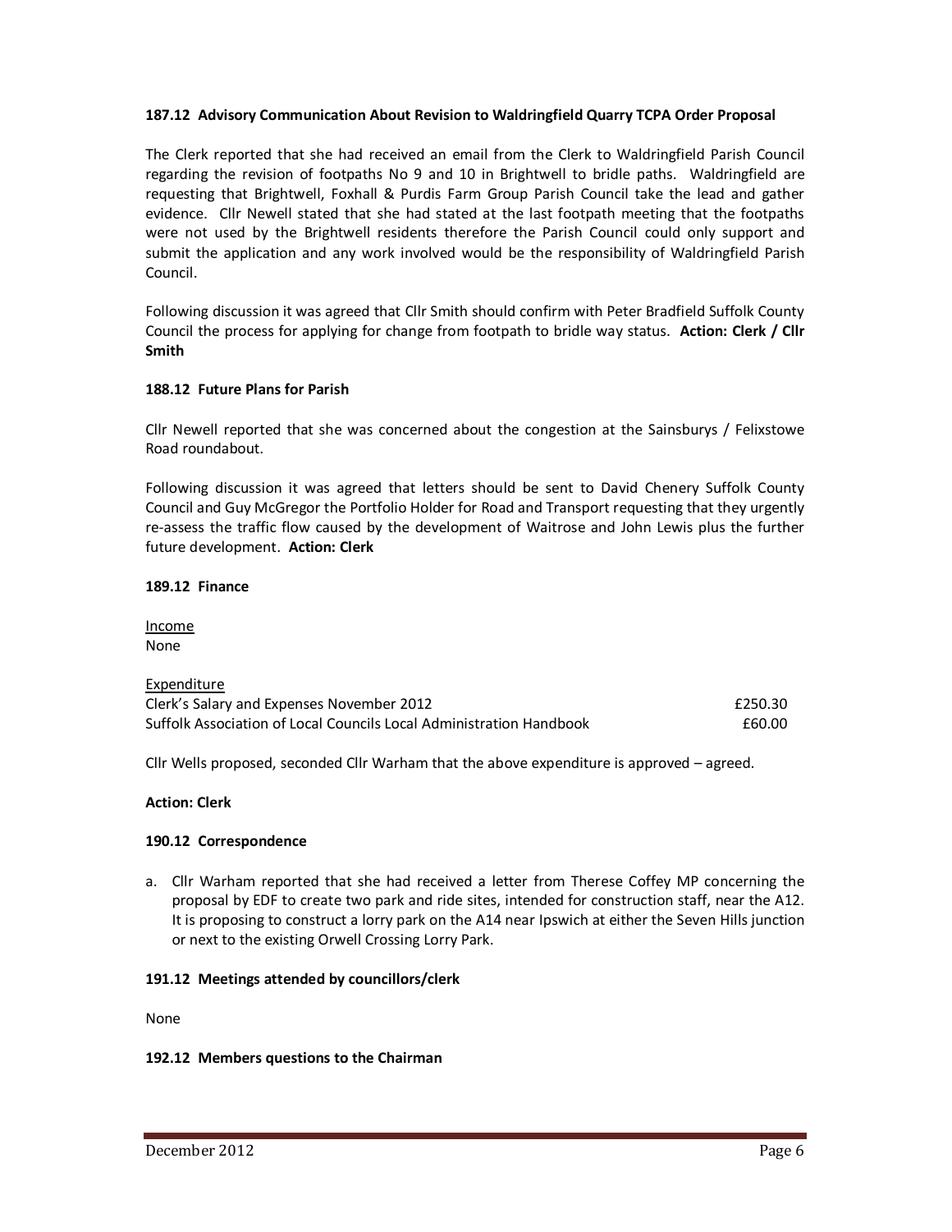**187.12 Advisory Communication About Revision to Waldringfield Quarry TCPA Order Proposal**

The Clerk reported that she had received an email from the Clerk to Waldringfield Parish Council regarding the revision of footpaths No 9 and 10 in Brightwell to bridle paths. Waldringfield are requesting that Brightwell, Foxhall & Purdis Farm Group Parish Council take the lead and gather evidence. Cllr Newell stated that she had stated at the last footpath meeting that the footpaths were not used by the Brightwell residents therefore the Parish Council could only support and submit the application and any work involved would be the responsibility of Waldringfield Parish Council.

Following discussion it was agreed that Cllr Smith should confirm with Peter Bradfield Suffolk County Council the process for applying for change from footpath to bridle way status. **Action: Clerk / Cllr Smith**

**188.12 Future Plans for Parish**

Cllr Newell reported that she was concerned about the congestion at the Sainsburys / Felixstowe Road roundabout.

Following discussion it was agreed that letters should be sent to David Chenery Suffolk County Council and Guy McGregor the Portfolio Holder for Road and Transport requesting that they urgently re-assess the traffic flow caused by the development of Waitrose and John Lewis plus the further future development. **Action: Clerk**

**189.12 Finance**

Income
None

Expenditure

| | |
|---|---|
| Clerk's Salary and Expenses November 2012 | £250.30 |
| Suffolk Association of Local Councils Local Administration Handbook | £60.00 |

Cllr Wells proposed, seconded Cllr Warham that the above expenditure is approved – agreed.

**Action: Clerk**

**190.12 Correspondence**

a. Cllr Warham reported that she had received a letter from Therese Coffey MP concerning the proposal by EDF to create two park and ride sites, intended for construction staff, near the A12. It is proposing to construct a lorry park on the A14 near Ipswich at either the Seven Hills junction or next to the existing Orwell Crossing Lorry Park.

**191.12 Meetings attended by councillors/clerk**

None

**192.12 Members questions to the Chairman**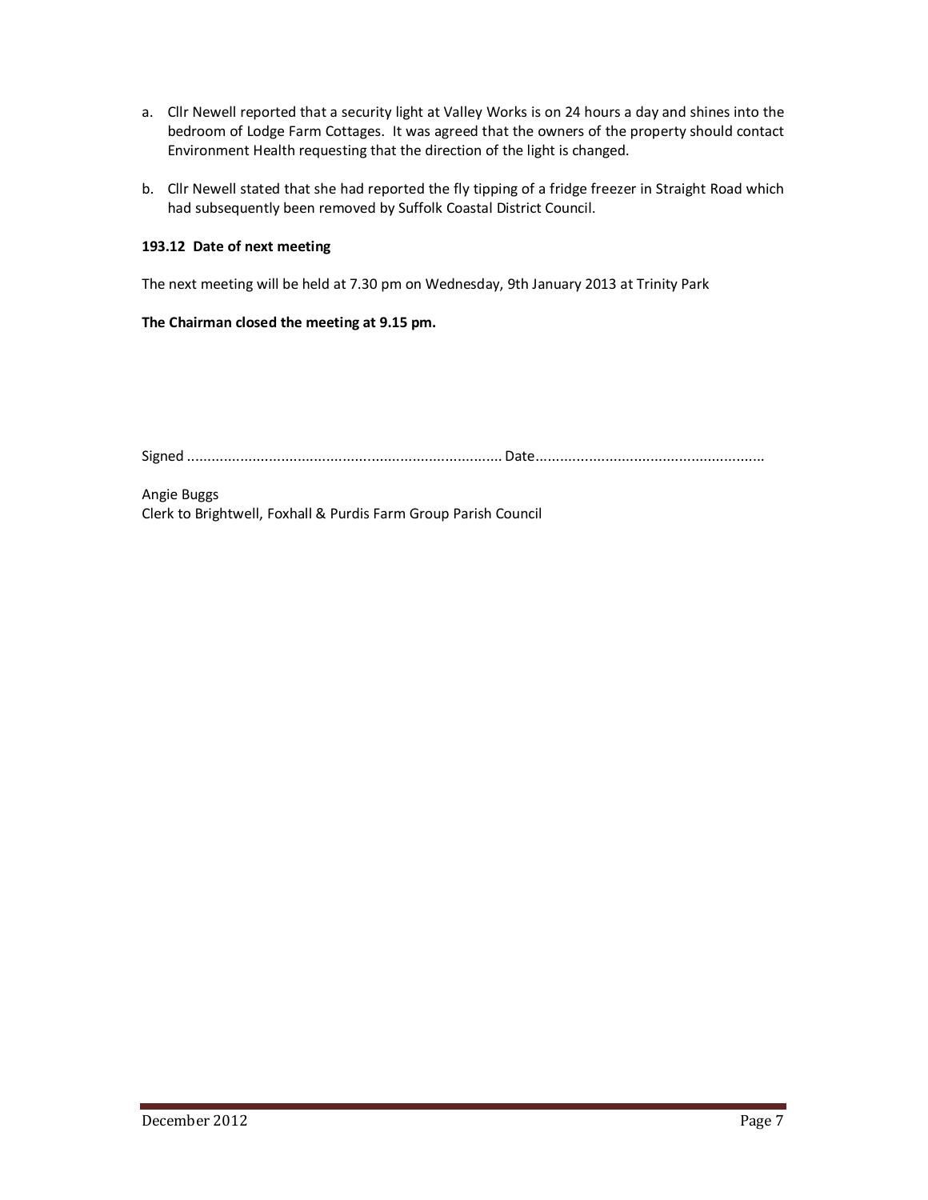a. Cllr Newell reported that a security light at Valley Works is on 24 hours a day and shines into the bedroom of Lodge Farm Cottages. It was agreed that the owners of the property should contact Environment Health requesting that the direction of the light is changed.

b. Cllr Newell stated that she had reported the fly tipping of a fridge freezer in Straight Road which had subsequently been removed by Suffolk Coastal District Council.

**193.12 Date of next meeting**

The next meeting will be held at 7.30 pm on Wednesday, 9th January 2013 at Trinity Park

**The Chairman closed the meeting at 9.15 pm.**

Signed ............................................................................ Date........................................................

Angie Buggs
Clerk to Brightwell, Foxhall & Purdis Farm Group Parish Council